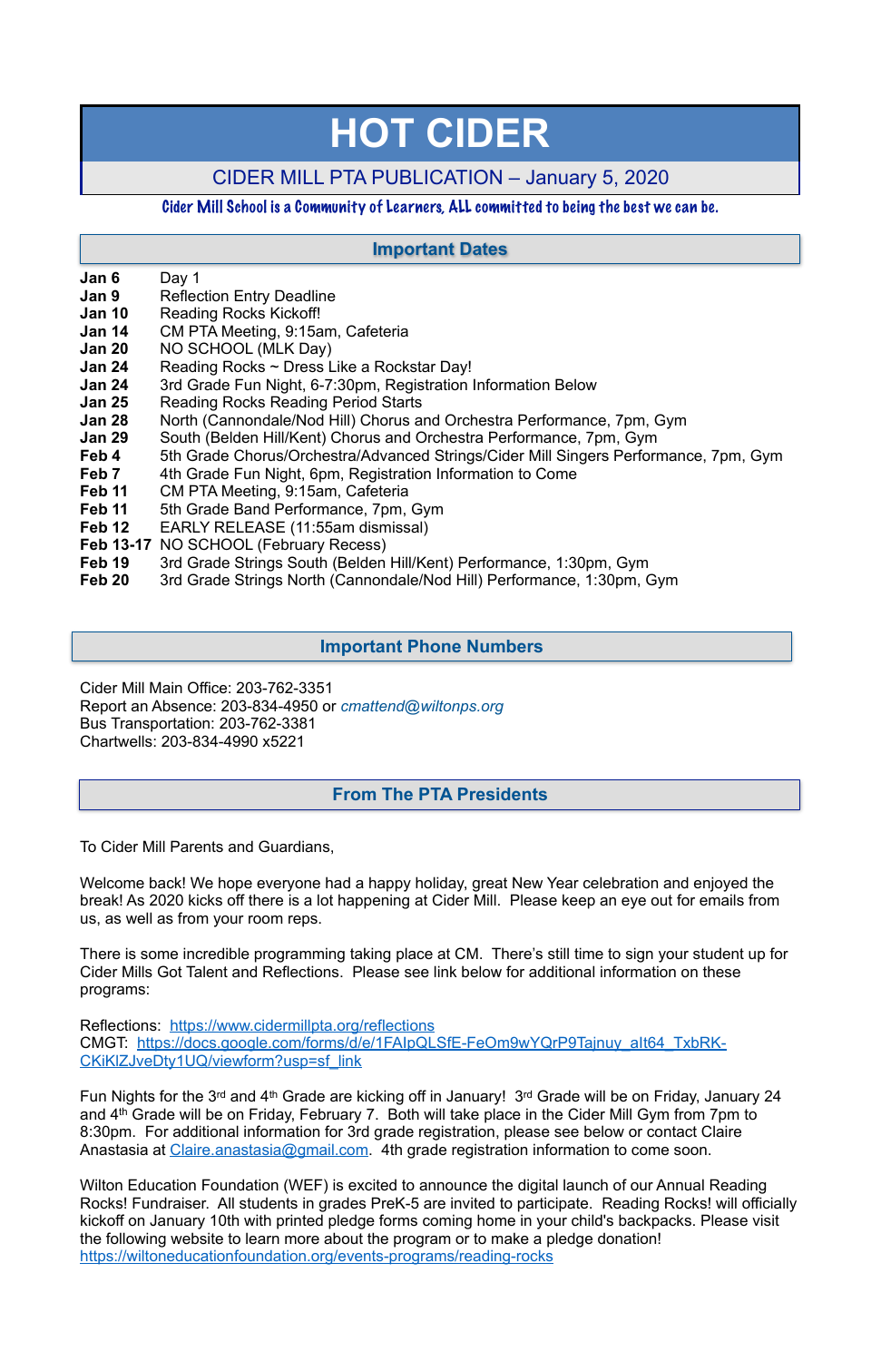# HOT CIDER

## CIDER MILL PTA PUBLICATION – January 5, 2020

*Cider Mill School is a Community of Learners, ALL committed to being the best we can be.*

## Important Dates

| | |
|---|---|
| **Jan 6** | Day 1 |
| **Jan 9** | Reflection Entry Deadline |
| **Jan 10** | Reading Rocks Kickoff! |
| **Jan 14** | CM PTA Meeting, 9:15am, Cafeteria |
| **Jan 20** | NO SCHOOL (MLK Day) |
| **Jan 24** | Reading Rocks ~ Dress Like a Rockstar Day! |
| **Jan 24** | 3rd Grade Fun Night, 6-7:30pm, Registration Information Below |
| **Jan 25** | Reading Rocks Reading Period Starts |
| **Jan 28** | North (Cannondale/Nod Hill) Chorus and Orchestra Performance, 7pm, Gym |
| **Jan 29** | South (Belden Hill/Kent) Chorus and Orchestra Performance, 7pm, Gym |
| **Feb 4** | 5th Grade Chorus/Orchestra/Advanced Strings/Cider Mill Singers Performance, 7pm, Gym |
| **Feb 7** | 4th Grade Fun Night, 6pm, Registration Information to Come |
| **Feb 11** | CM PTA Meeting, 9:15am, Cafeteria |
| **Feb 11** | 5th Grade Band Performance, 7pm, Gym |
| **Feb 12** | EARLY RELEASE (11:55am dismissal) |
| **Feb 13-17** | NO SCHOOL (February Recess) |
| **Feb 19** | 3rd Grade Strings South (Belden Hill/Kent) Performance, 1:30pm, Gym |
| **Feb 20** | 3rd Grade Strings North (Cannondale/Nod Hill) Performance, 1:30pm, Gym |

## Important Phone Numbers

Cider Mill Main Office: 203-762-3351
Report an Absence: 203-834-4950 or *cmattend@wiltonps.org*
Bus Transportation: 203-762-3381
Chartwells: 203-834-4990 x5221

## From The PTA Presidents

To Cider Mill Parents and Guardians,

Welcome back! We hope everyone had a happy holiday, great New Year celebration and enjoyed the break! As 2020 kicks off there is a lot happening at Cider Mill. Please keep an eye out for emails from us, as well as from your room reps.

There is some incredible programming taking place at CM. There's still time to sign your student up for Cider Mills Got Talent and Reflections. Please see link below for additional information on these programs:

Reflections: https://www.cidermillpta.org/reflections
CMGT: https://docs.google.com/forms/d/e/1FAIpQLSfE-FeOm9wYQrP9Tajnuy_alt64_TxbRK-CKiKlZJveDty1UQ/viewform?usp=sf_link

Fun Nights for the 3rd and 4th Grade are kicking off in January! 3rd Grade will be on Friday, January 24 and 4th Grade will be on Friday, February 7. Both will take place in the Cider Mill Gym from 7pm to 8:30pm. For additional information for 3rd grade registration, please see below or contact Claire Anastasia at Claire.anastasia@gmail.com. 4th grade registration information to come soon.

Wilton Education Foundation (WEF) is excited to announce the digital launch of our Annual Reading Rocks! Fundraiser. All students in grades PreK-5 are invited to participate. Reading Rocks! will officially kickoff on January 10th with printed pledge forms coming home in your child's backpacks. Please visit the following website to learn more about the program or to make a pledge donation!
https://wiltoneducationfoundation.org/events-programs/reading-rocks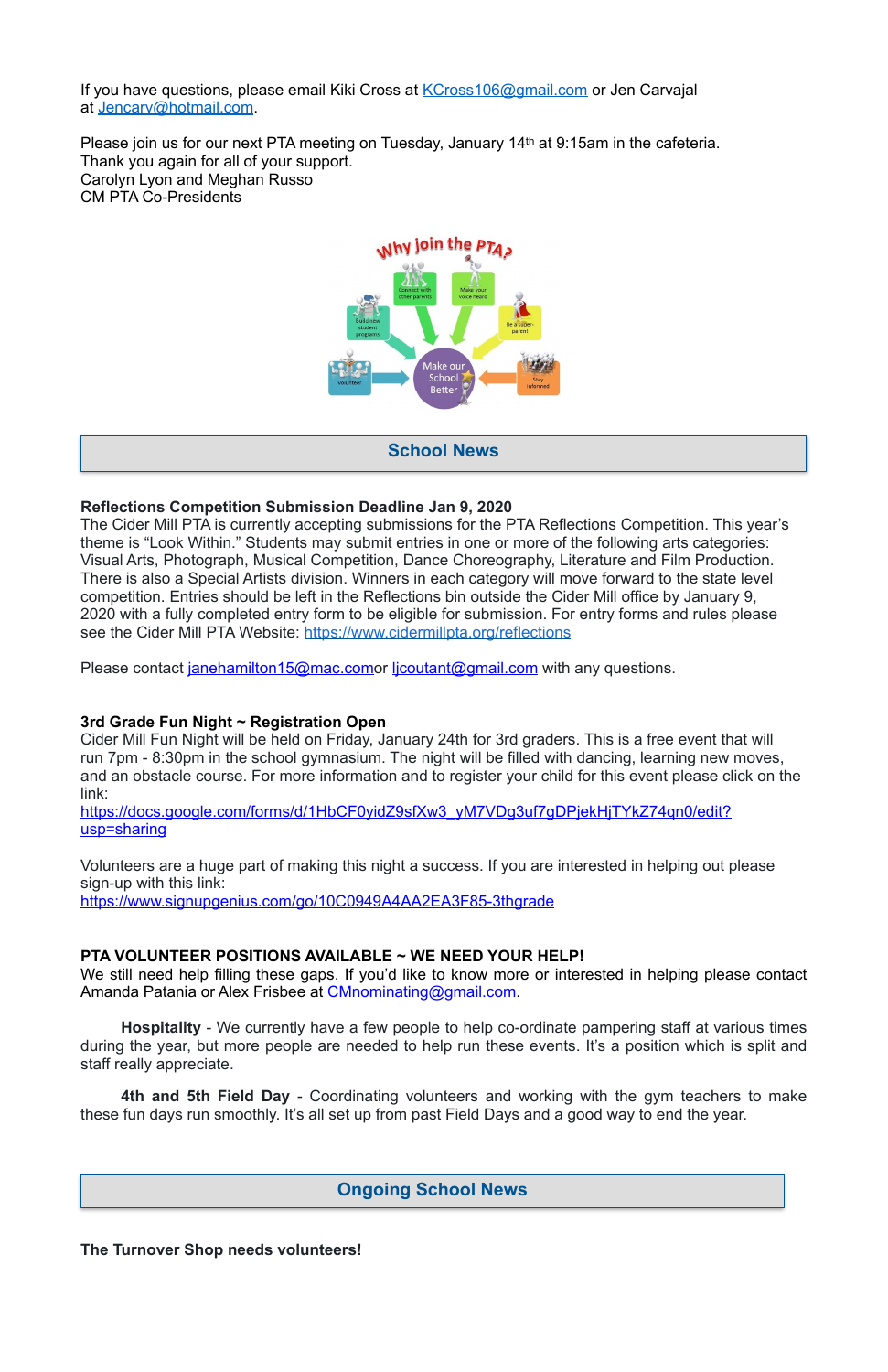If you have questions, please email Kiki Cross at KCross106@gmail.com or Jen Carvajal at Jencarv@hotmail.com.

Please join us for our next PTA meeting on Tuesday, January 14th at 9:15am in the cafeteria.
Thank you again for all of your support.
Carolyn Lyon and Meghan Russo
CM PTA Co-Presidents

## School News

**Reflections Competition Submission Deadline Jan 9, 2020**
The Cider Mill PTA is currently accepting submissions for the PTA Reflections Competition. This year's theme is "Look Within." Students may submit entries in one or more of the following arts categories: Visual Arts, Photograph, Musical Competition, Dance Choreography, Literature and Film Production. There is also a Special Artists division. Winners in each category will move forward to the state level competition. Entries should be left in the Reflections bin outside the Cider Mill office by January 9, 2020 with a fully completed entry form to be eligible for submission. For entry forms and rules please see the Cider Mill PTA Website: https://www.cidermillpta.org/reflections

Please contact janehamilton15@mac.comor ljcoutant@gmail.com with any questions.

**3rd Grade Fun Night ~ Registration Open**
Cider Mill Fun Night will be held on Friday, January 24th for 3rd graders. This is a free event that will run 7pm - 8:30pm in the school gymnasium. The night will be filled with dancing, learning new moves, and an obstacle course. For more information and to register your child for this event please click on the link:
https://docs.google.com/forms/d/1HbCF0yidZ9sfXw3_yM7VDg3uf7gDPjekHjTYkZ74qn0/edit?usp=sharing

Volunteers are a huge part of making this night a success. If you are interested in helping out please sign-up with this link:
https://www.signupgenius.com/go/10C0949A4AA2EA3F85-3thgrade

**PTA VOLUNTEER POSITIONS AVAILABLE ~ WE NEED YOUR HELP!**
We still need help filling these gaps. If you'd like to know more or interested in helping please contact Amanda Patania or Alex Frisbee at CMnominating@gmail.com.

**Hospitality** - We currently have a few people to help co-ordinate pampering staff at various times during the year, but more people are needed to help run these events. It's a position which is split and staff really appreciate.

**4th and 5th Field Day** - Coordinating volunteers and working with the gym teachers to make these fun days run smoothly. It's all set up from past Field Days and a good way to end the year.

## Ongoing School News

**The Turnover Shop needs volunteers!**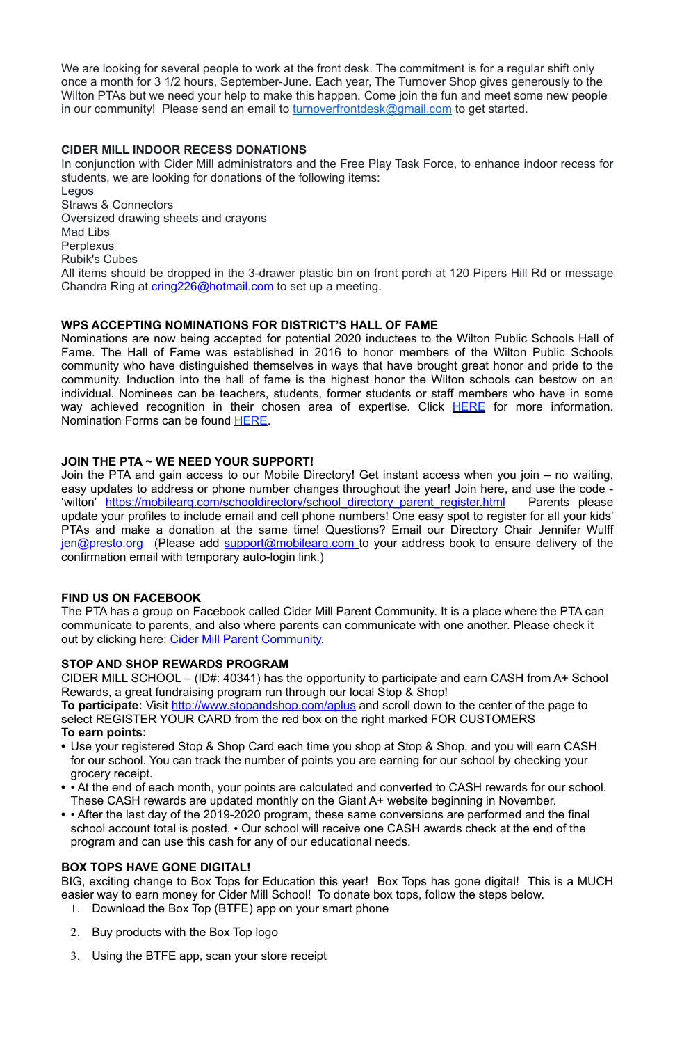We are looking for several people to work at the front desk. The commitment is for a regular shift only once a month for 3 1/2 hours, September-June. Each year, The Turnover Shop gives generously to the Wilton PTAs but we need your help to make this happen. Come join the fun and meet some new people in our community! Please send an email to turnoverfrontdesk@gmail.com to get started.

**CIDER MILL INDOOR RECESS DONATIONS**

In conjunction with Cider Mill administrators and the Free Play Task Force, to enhance indoor recess for students, we are looking for donations of the following items:
Legos
Straws & Connectors
Oversized drawing sheets and crayons
Mad Libs
Perplexus
Rubik's Cubes
All items should be dropped in the 3-drawer plastic bin on front porch at 120 Pipers Hill Rd or message Chandra Ring at cring226@hotmail.com to set up a meeting.

**WPS ACCEPTING NOMINATIONS FOR DISTRICT'S HALL OF FAME**

Nominations are now being accepted for potential 2020 inductees to the Wilton Public Schools Hall of Fame. The Hall of Fame was established in 2016 to honor members of the Wilton Public Schools community who have distinguished themselves in ways that have brought great honor and pride to the community. Induction into the hall of fame is the highest honor the Wilton schools can bestow on an individual. Nominees can be teachers, students, former students or staff members who have in some way achieved recognition in their chosen area of expertise. Click HERE for more information. Nomination Forms can be found HERE.

**JOIN THE PTA ~ WE NEED YOUR SUPPORT!**

Join the PTA and gain access to our Mobile Directory! Get instant access when you join – no waiting, easy updates to address or phone number changes throughout the year! Join here, and use the code - 'wilton' https://mobilearq.com/schooldirectory/school_directory_parent_register.html Parents please update your profiles to include email and cell phone numbers! One easy spot to register for all your kids' PTAs and make a donation at the same time! Questions? Email our Directory Chair Jennifer Wulff jen@presto.org (Please add support@mobilearq.com to your address book to ensure delivery of the confirmation email with temporary auto-login link.)

**FIND US ON FACEBOOK**

The PTA has a group on Facebook called Cider Mill Parent Community. It is a place where the PTA can communicate to parents, and also where parents can communicate with one another. Please check it out by clicking here: Cider Mill Parent Community.

**STOP AND SHOP REWARDS PROGRAM**

CIDER MILL SCHOOL – (ID#: 40341) has the opportunity to participate and earn CASH from A+ School Rewards, a great fundraising program run through our local Stop & Shop!
**To participate:** Visit http://www.stopandshop.com/aplus and scroll down to the center of the page to select REGISTER YOUR CARD from the red box on the right marked FOR CUSTOMERS
**To earn points:**

- Use your registered Stop & Shop Card each time you shop at Stop & Shop, and you will earn CASH for our school. You can track the number of points you are earning for our school by checking your grocery receipt.
- • At the end of each month, your points are calculated and converted to CASH rewards for our school. These CASH rewards are updated monthly on the Giant A+ website beginning in November.
- • After the last day of the 2019-2020 program, these same conversions are performed and the final school account total is posted. • Our school will receive one CASH awards check at the end of the program and can use this cash for any of our educational needs.

**BOX TOPS HAVE GONE DIGITAL!**

BIG, exciting change to Box Tops for Education this year! Box Tops has gone digital! This is a MUCH easier way to earn money for Cider Mill School! To donate box tops, follow the steps below.

1. Download the Box Top (BTFE) app on your smart phone
2. Buy products with the Box Top logo
3. Using the BTFE app, scan your store receipt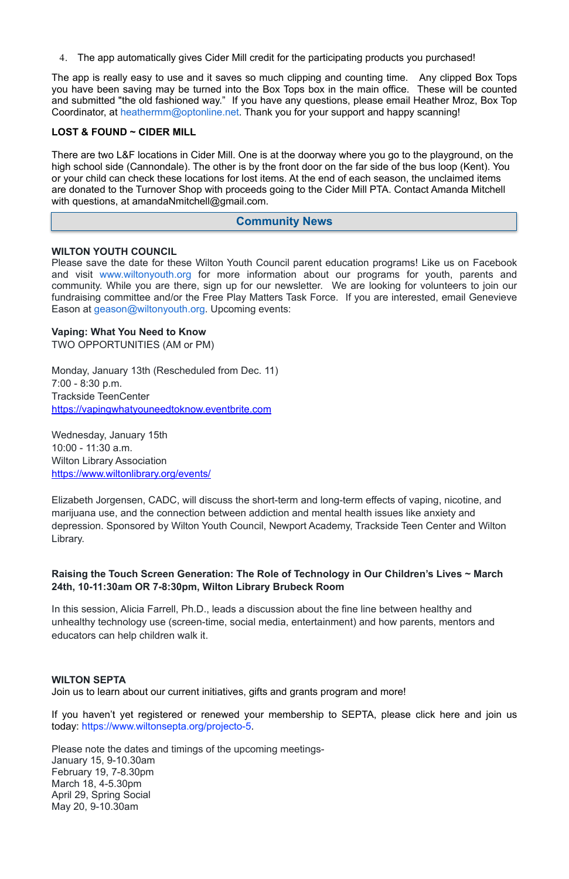4. The app automatically gives Cider Mill credit for the participating products you purchased!

The app is really easy to use and it saves so much clipping and counting time. Any clipped Box Tops you have been saving may be turned into the Box Tops box in the main office. These will be counted and submitted "the old fashioned way." If you have any questions, please email Heather Mroz, Box Top Coordinator, at heathermm@optonline.net. Thank you for your support and happy scanning!

**LOST & FOUND ~ CIDER MILL**

There are two L&F locations in Cider Mill. One is at the doorway where you go to the playground, on the high school side (Cannondale). The other is by the front door on the far side of the bus loop (Kent). You or your child can check these locations for lost items. At the end of each season, the unclaimed items are donated to the Turnover Shop with proceeds going to the Cider Mill PTA. Contact Amanda Mitchell with questions, at amandaNmitchell@gmail.com.

## Community News

**WILTON YOUTH COUNCIL**
Please save the date for these Wilton Youth Council parent education programs! Like us on Facebook and visit www.wiltonyouth.org for more information about our programs for youth, parents and community. While you are there, sign up for our newsletter. We are looking for volunteers to join our fundraising committee and/or the Free Play Matters Task Force. If you are interested, email Genevieve Eason at geason@wiltonyouth.org. Upcoming events:

**Vaping: What You Need to Know**
TWO OPPORTUNITIES (AM or PM)

Monday, January 13th (Rescheduled from Dec. 11)
7:00 - 8:30 p.m.
Trackside TeenCenter
https://vapingwhatyouneedtoknow.eventbrite.com

Wednesday, January 15th
10:00 - 11:30 a.m.
Wilton Library Association
https://www.wiltonlibrary.org/events/

Elizabeth Jorgensen, CADC, will discuss the short-term and long-term effects of vaping, nicotine, and marijuana use, and the connection between addiction and mental health issues like anxiety and depression. Sponsored by Wilton Youth Council, Newport Academy, Trackside Teen Center and Wilton Library.

**Raising the Touch Screen Generation: The Role of Technology in Our Children's Lives ~ March 24th, 10-11:30am OR 7-8:30pm, Wilton Library Brubeck Room**

In this session, Alicia Farrell, Ph.D., leads a discussion about the fine line between healthy and unhealthy technology use (screen-time, social media, entertainment) and how parents, mentors and educators can help children walk it.

**WILTON SEPTA**
Join us to learn about our current initiatives, gifts and grants program and more!

If you haven't yet registered or renewed your membership to SEPTA, please click here and join us today: https://www.wiltonsepta.org/projecto-5.

Please note the dates and timings of the upcoming meetings-
January 15, 9-10.30am
February 19, 7-8.30pm
March 18, 4-5.30pm
April 29, Spring Social
May 20, 9-10.30am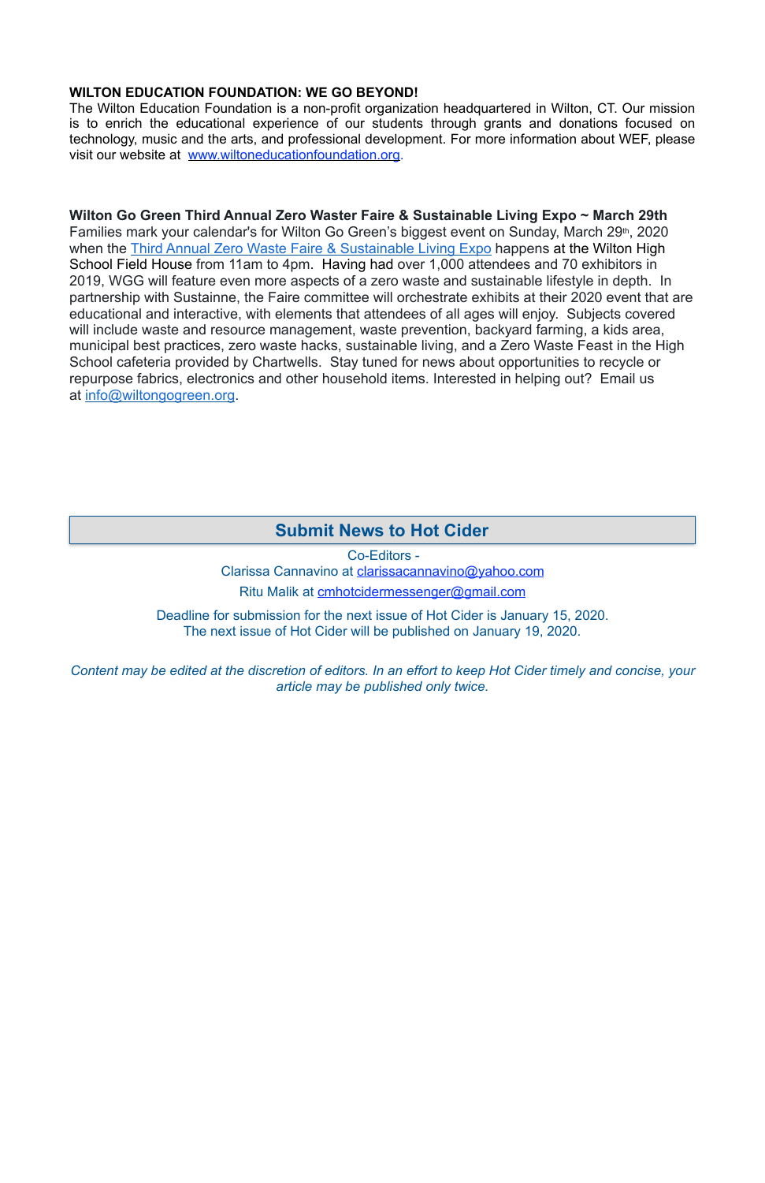**WILTON EDUCATION FOUNDATION: WE GO BEYOND!**
The Wilton Education Foundation is a non-profit organization headquartered in Wilton, CT. Our mission is to enrich the educational experience of our students through grants and donations focused on technology, music and the arts, and professional development. For more information about WEF, please visit our website at [www.wiltoneducationfoundation.org](http://www.wiltoneducationfoundation.org).

**Wilton Go Green Third Annual Zero Waster Faire & Sustainable Living Expo ~ March 29th**
Families mark your calendar's for Wilton Go Green's biggest event on Sunday, March 29th, 2020 when the Third Annual Zero Waste Faire & Sustainable Living Expo happens at the Wilton High School Field House from 11am to 4pm. Having had over 1,000 attendees and 70 exhibitors in 2019, WGG will feature even more aspects of a zero waste and sustainable lifestyle in depth. In partnership with Sustainne, the Faire committee will orchestrate exhibits at their 2020 event that are educational and interactive, with elements that attendees of all ages will enjoy. Subjects covered will include waste and resource management, waste prevention, backyard farming, a kids area, municipal best practices, zero waste hacks, sustainable living, and a Zero Waste Feast in the High School cafeteria provided by Chartwells. Stay tuned for news about opportunities to recycle or repurpose fabrics, electronics and other household items. Interested in helping out? Email us at info@wiltongogreen.org.

## Submit News to Hot Cider

Co-Editors -
Clarissa Cannavino at clarissacannavino@yahoo.com
Ritu Malik at cmhotcidermessenger@gmail.com

Deadline for submission for the next issue of Hot Cider is January 15, 2020.
The next issue of Hot Cider will be published on January 19, 2020.

*Content may be edited at the discretion of editors. In an effort to keep Hot Cider timely and concise, your article may be published only twice.*